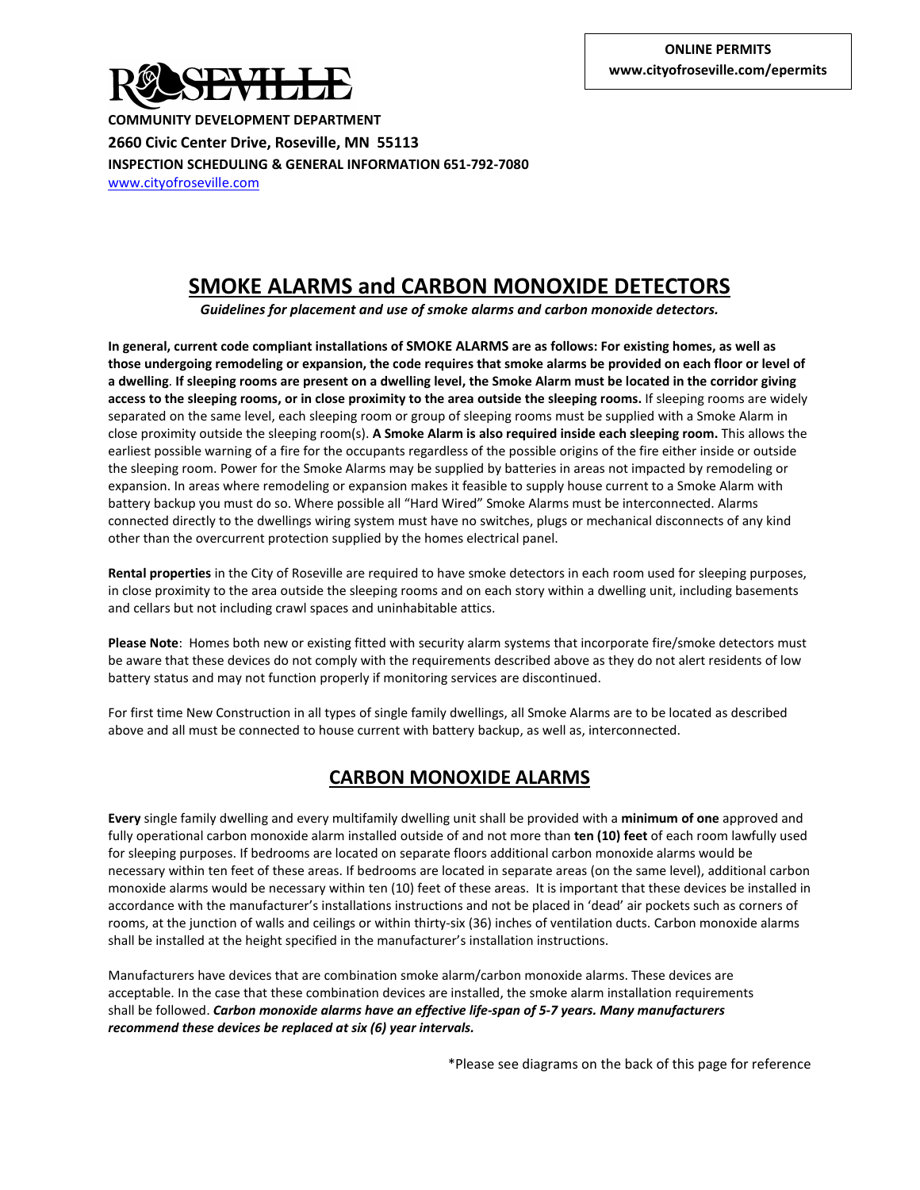**ONLINE PERMITS**
**www.cityofroseville.com/epermits**

ROSEVILLE

**COMMUNITY DEVELOPMENT DEPARTMENT**
**2660 Civic Center Drive, Roseville, MN 55113**
**INSPECTION SCHEDULING & GENERAL INFORMATION 651-792-7080**
www.cityofroseville.com

# SMOKE ALARMS and CARBON MONOXIDE DETECTORS

***Guidelines for placement and use of smoke alarms and carbon monoxide detectors.***

**In general, current code compliant installations of SMOKE ALARMS are as follows: For existing homes, as well as those undergoing remodeling or expansion, the code requires that smoke alarms be provided on each floor or level of a dwelling**. **If sleeping rooms are present on a dwelling level, the Smoke Alarm must be located in the corridor giving access to the sleeping rooms, or in close proximity to the area outside the sleeping rooms.** If sleeping rooms are widely separated on the same level, each sleeping room or group of sleeping rooms must be supplied with a Smoke Alarm in close proximity outside the sleeping room(s). **A Smoke Alarm is also required inside each sleeping room.** This allows the earliest possible warning of a fire for the occupants regardless of the possible origins of the fire either inside or outside the sleeping room. Power for the Smoke Alarms may be supplied by batteries in areas not impacted by remodeling or expansion. In areas where remodeling or expansion makes it feasible to supply house current to a Smoke Alarm with battery backup you must do so. Where possible all "Hard Wired" Smoke Alarms must be interconnected. Alarms connected directly to the dwellings wiring system must have no switches, plugs or mechanical disconnects of any kind other than the overcurrent protection supplied by the homes electrical panel.

**Rental properties** in the City of Roseville are required to have smoke detectors in each room used for sleeping purposes, in close proximity to the area outside the sleeping rooms and on each story within a dwelling unit, including basements and cellars but not including crawl spaces and uninhabitable attics.

**Please Note**: Homes both new or existing fitted with security alarm systems that incorporate fire/smoke detectors must be aware that these devices do not comply with the requirements described above as they do not alert residents of low battery status and may not function properly if monitoring services are discontinued.

For first time New Construction in all types of single family dwellings, all Smoke Alarms are to be located as described above and all must be connected to house current with battery backup, as well as, interconnected.

## CARBON MONOXIDE ALARMS

**Every** single family dwelling and every multifamily dwelling unit shall be provided with a **minimum of one** approved and fully operational carbon monoxide alarm installed outside of and not more than **ten (10) feet** of each room lawfully used for sleeping purposes. If bedrooms are located on separate floors additional carbon monoxide alarms would be necessary within ten feet of these areas. If bedrooms are located in separate areas (on the same level), additional carbon monoxide alarms would be necessary within ten (10) feet of these areas. It is important that these devices be installed in accordance with the manufacturer's installations instructions and not be placed in 'dead' air pockets such as corners of rooms, at the junction of walls and ceilings or within thirty-six (36) inches of ventilation ducts. Carbon monoxide alarms shall be installed at the height specified in the manufacturer's installation instructions.

Manufacturers have devices that are combination smoke alarm/carbon monoxide alarms. These devices are acceptable. In the case that these combination devices are installed, the smoke alarm installation requirements shall be followed. ***Carbon monoxide alarms have an effective life-span of 5-7 years. Many manufacturers recommend these devices be replaced at six (6) year intervals.***

*Please see diagrams on the back of this page for reference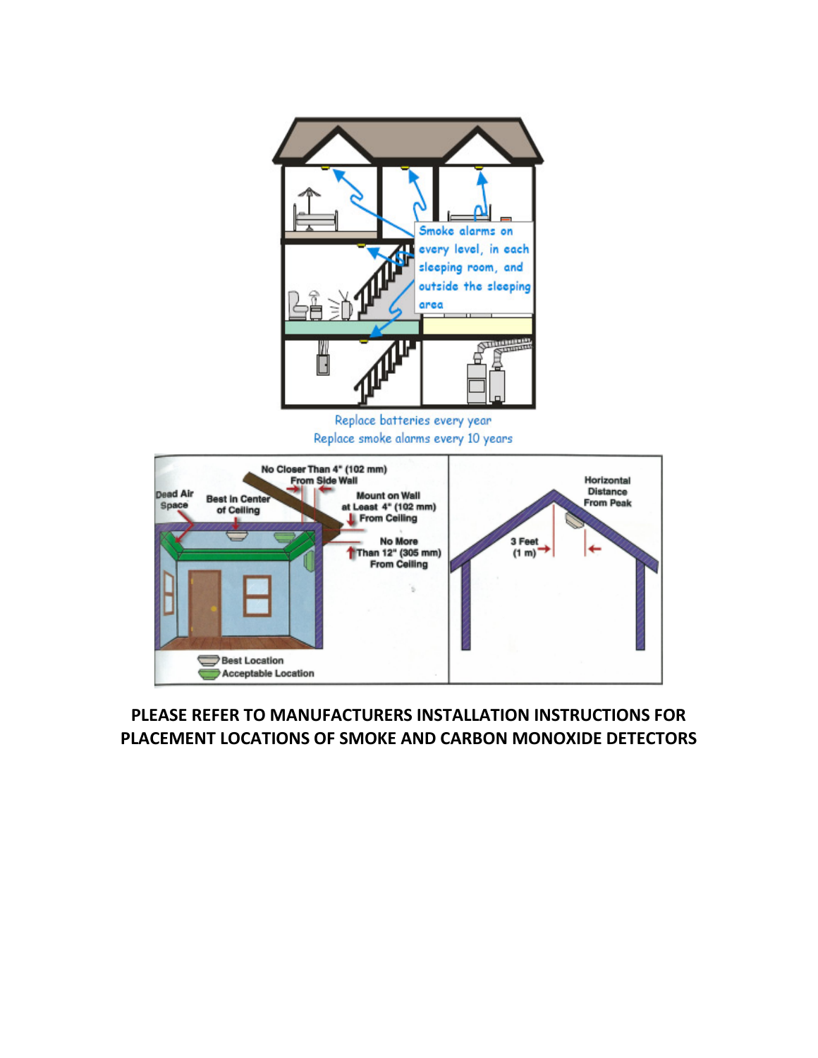Smoke alarms on every level, in each sleeping room, and outside the sleeping area

Replace batteries every year

Replace smoke alarms every 10 years

No Closer Than 4" (102 mm) From Side Wall

Dead Air Space

Best in Center of Ceiling

Mount on Wall at Least 4" (102 mm) From Ceiling

No More Than 12" (305 mm) From Ceiling

Best Location

Acceptable Location

Horizontal Distance From Peak

3 Feet (1 m)

**PLEASE REFER TO MANUFACTURERS INSTALLATION INSTRUCTIONS FOR PLACEMENT LOCATIONS OF SMOKE AND CARBON MONOXIDE DETECTORS**